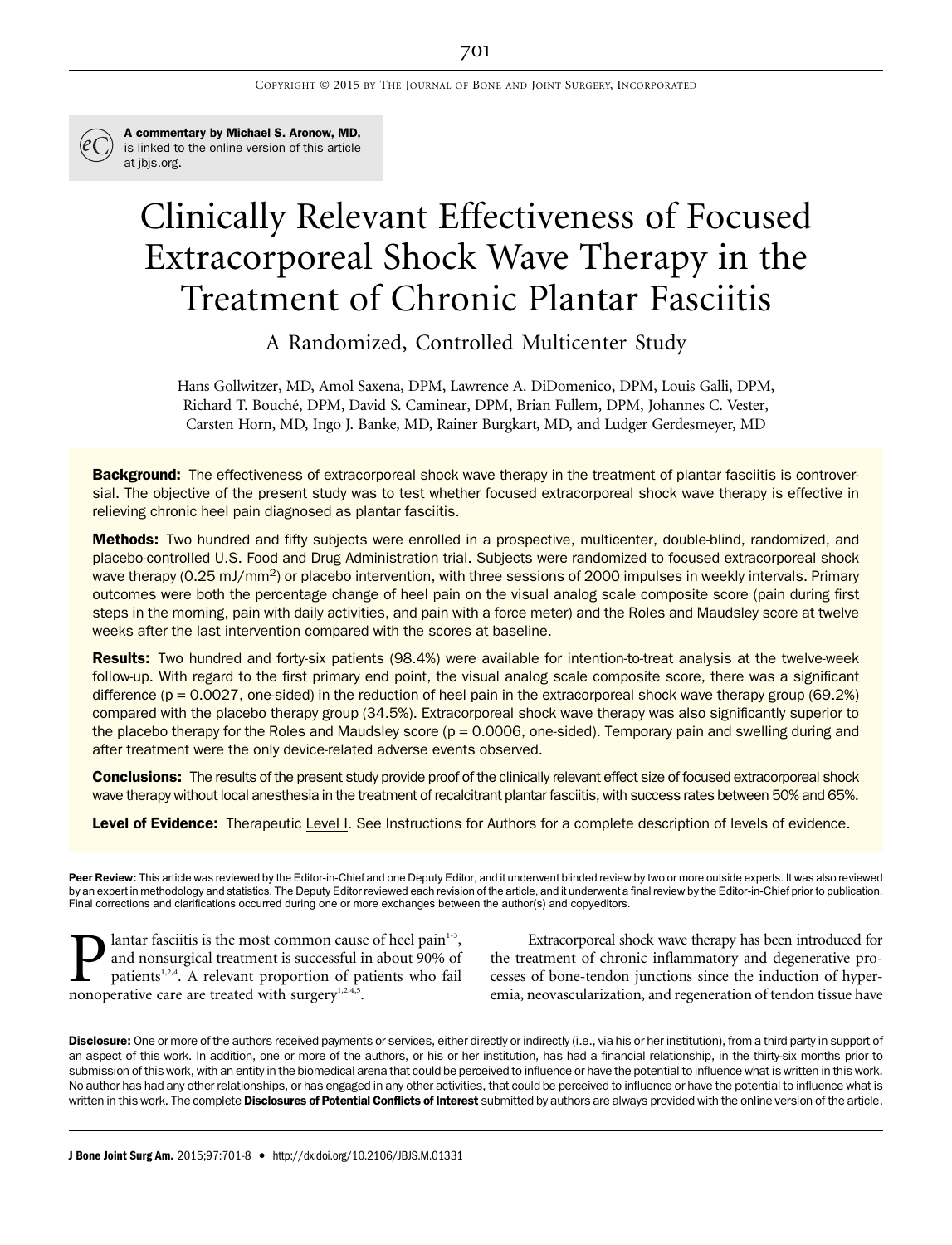A commentary by Michael S. Aronow, MD, is linked to the online version of this article at jbjs.org.

# Clinically Relevant Effectiveness of Focused Extracorporeal Shock Wave Therapy in the Treatment of Chronic Plantar Fasciitis

## A Randomized, Controlled Multicenter Study

Hans Gollwitzer, MD, Amol Saxena, DPM, Lawrence A. DiDomenico, DPM, Louis Galli, DPM, Richard T. Bouché, DPM, David S. Caminear, DPM, Brian Fullem, DPM, Johannes C. Vester, Carsten Horn, MD, Ingo J. Banke, MD, Rainer Burgkart, MD, and Ludger Gerdesmeyer, MD

**Background:** The effectiveness of extracorporeal shock wave therapy in the treatment of plantar fasciitis is controversial. The objective of the present study was to test whether focused extracorporeal shock wave therapy is effective in relieving chronic heel pain diagnosed as plantar fasciitis.

**Methods:** Two hundred and fifty subjects were enrolled in a prospective, multicenter, double-blind, randomized, and placebo-controlled U.S. Food and Drug Administration trial. Subjects were randomized to focused extracorporeal shock wave therapy (0.25 mJ/mm$^2$) or placebo intervention, with three sessions of 2000 impulses in weekly intervals. Primary outcomes were both the percentage change of heel pain on the visual analog scale composite score (pain during first steps in the morning, pain with daily activities, and pain with a force meter) and the Roles and Maudsley score at twelve weeks after the last intervention compared with the scores at baseline.

**Results:** Two hundred and forty-six patients (98.4%) were available for intention-to-treat analysis at the twelve-week follow-up. With regard to the first primary end point, the visual analog scale composite score, there was a significant difference ($p = 0.0027$, one-sided) in the reduction of heel pain in the extracorporeal shock wave therapy group (69.2%) compared with the placebo therapy group (34.5%). Extracorporeal shock wave therapy was also significantly superior to the placebo therapy for the Roles and Maudsley score ($p = 0.0006$, one-sided). Temporary pain and swelling during and after treatment were the only device-related adverse events observed.

**Conclusions:** The results of the present study provide proof of the clinically relevant effect size of focused extracorporeal shock wave therapy without local anesthesia in the treatment of recalcitrant plantar fasciitis, with success rates between 50% and 65%.

**Level of Evidence:** Therapeutic Level I. See Instructions for Authors for a complete description of levels of evidence.

**Peer Review:** This article was reviewed by the Editor-in-Chief and one Deputy Editor, and it underwent blinded review by two or more outside experts. It was also reviewed by an expert in methodology and statistics. The Deputy Editor reviewed each revision of the article, and it underwent a final review by the Editor-in-Chief prior to publication. Final corrections and clarifications occurred during one or more exchanges between the author(s) and copyeditors.

Plantar fasciitis is the most common cause of heel pain[1-3], and nonsurgical treatment is successful in about 90% of patients[1,2,4]. A relevant proportion of patients who fail nonoperative care are treated with surgery[1,2,4,5].

Extracorporeal shock wave therapy has been introduced for the treatment of chronic inflammatory and degenerative processes of bone-tendon junctions since the induction of hyperemia, neovascularization, and regeneration of tendon tissue have

**Disclosure:** One or more of the authors received payments or services, either directly or indirectly (i.e., via his or her institution), from a third party in support of an aspect of this work. In addition, one or more of the authors, or his or her institution, has had a financial relationship, in the thirty-six months prior to submission of this work, with an entity in the biomedical arena that could be perceived to influence or have the potential to influence what is written in this work. No author has had any other relationships, or has engaged in any other activities, that could be perceived to influence or have the potential to influence what is written in this work. The complete **Disclosures of Potential Conflicts of Interest** submitted by authors are always provided with the online version of the article.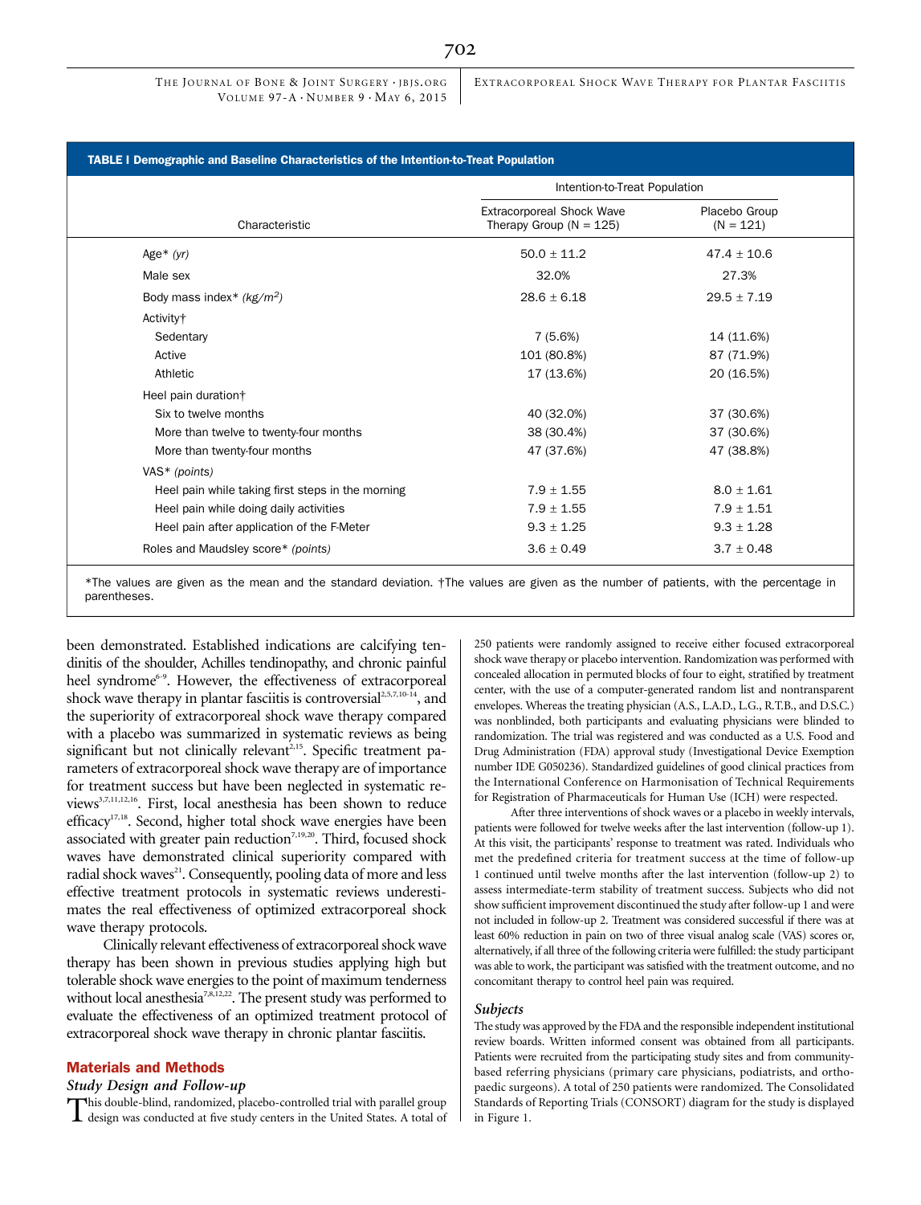**TABLE I Demographic and Baseline Characteristics of the Intention-to-Treat Population**

| Characteristic | Intention-to-Treat Population | |
|---|---|---|
| | Extracorporeal Shock Wave Therapy Group (N = 125) | Placebo Group (N = 121) |
| Age* *(yr)* | 50.0 ± 11.2 | 47.4 ± 10.6 |
| Male sex | 32.0% | 27.3% |
| Body mass index* *(kg/m²)* | 28.6 ± 6.18 | 29.5 ± 7.19 |
| Activity† | | |
| Sedentary | 7 (5.6%) | 14 (11.6%) |
| Active | 101 (80.8%) | 87 (71.9%) |
| Athletic | 17 (13.6%) | 20 (16.5%) |
| Heel pain duration† | | |
| Six to twelve months | 40 (32.0%) | 37 (30.6%) |
| More than twelve to twenty-four months | 38 (30.4%) | 37 (30.6%) |
| More than twenty-four months | 47 (37.6%) | 47 (38.8%) |
| VAS* *(points)* | | |
| Heel pain while taking first steps in the morning | 7.9 ± 1.55 | 8.0 ± 1.61 |
| Heel pain while doing daily activities | 7.9 ± 1.55 | 7.9 ± 1.51 |
| Heel pain after application of the F-Meter | 9.3 ± 1.25 | 9.3 ± 1.28 |
| Roles and Maudsley score* *(points)* | 3.6 ± 0.49 | 3.7 ± 0.48 |

*The values are given as the mean and the standard deviation. †The values are given as the number of patients, with the percentage in parentheses.

been demonstrated. Established indications are calcifying tendinitis of the shoulder, Achilles tendinopathy, and chronic painful heel syndrome[6-9]. However, the effectiveness of extracorporeal shock wave therapy in plantar fasciitis is controversial[2,5,7,10-14], and the superiority of extracorporeal shock wave therapy compared with a placebo was summarized in systematic reviews as being significant but not clinically relevant[2,15]. Specific treatment parameters of extracorporeal shock wave therapy are of importance for treatment success but have been neglected in systematic reviews[3,7,11,12,16]. First, local anesthesia has been shown to reduce efficacy[17,18]. Second, higher total shock wave energies have been associated with greater pain reduction[7,19,20]. Third, focused shock waves have demonstrated clinical superiority compared with radial shock waves[21]. Consequently, pooling data of more and less effective treatment protocols in systematic reviews underestimates the real effectiveness of optimized extracorporeal shock wave therapy protocols.

Clinically relevant effectiveness of extracorporeal shock wave therapy has been shown in previous studies applying high but tolerable shock wave energies to the point of maximum tenderness without local anesthesia[7,8,12,22]. The present study was performed to evaluate the effectiveness of an optimized treatment protocol of extracorporeal shock wave therapy in chronic plantar fasciitis.

## Materials and Methods

### Study Design and Follow-up

This double-blind, randomized, placebo-controlled trial with parallel group design was conducted at five study centers in the United States. A total of 250 patients were randomly assigned to receive either focused extracorporeal shock wave therapy or placebo intervention. Randomization was performed with concealed allocation in permuted blocks of four to eight, stratified by treatment center, with the use of a computer-generated random list and nontransparent envelopes. Whereas the treating physician (A.S., L.A.D., L.G., R.T.B., and D.S.C.) was nonblinded, both participants and evaluating physicians were blinded to randomization. The trial was registered and was conducted as a U.S. Food and Drug Administration (FDA) approval study (Investigational Device Exemption number IDE G050236). Standardized guidelines of good clinical practices from the International Conference on Harmonisation of Technical Requirements for Registration of Pharmaceuticals for Human Use (ICH) were respected.

After three interventions of shock waves or a placebo in weekly intervals, patients were followed for twelve weeks after the last intervention (follow-up 1). At this visit, the participants' response to treatment was rated. Individuals who met the predefined criteria for treatment success at the time of follow-up 1 continued until twelve months after the last intervention (follow-up 2) to assess intermediate-term stability of treatment success. Subjects who did not show sufficient improvement discontinued the study after follow-up 1 and were not included in follow-up 2. Treatment was considered successful if there was at least 60% reduction in pain on two of three visual analog scale (VAS) scores or, alternatively, if all three of the following criteria were fulfilled: the study participant was able to work, the participant was satisfied with the treatment outcome, and no concomitant therapy to control heel pain was required.

### Subjects

The study was approved by the FDA and the responsible independent institutional review boards. Written informed consent was obtained from all participants. Patients were recruited from the participating study sites and from community-based referring physicians (primary care physicians, podiatrists, and orthopaedic surgeons). A total of 250 patients were randomized. The Consolidated Standards of Reporting Trials (CONSORT) diagram for the study is displayed in Figure 1.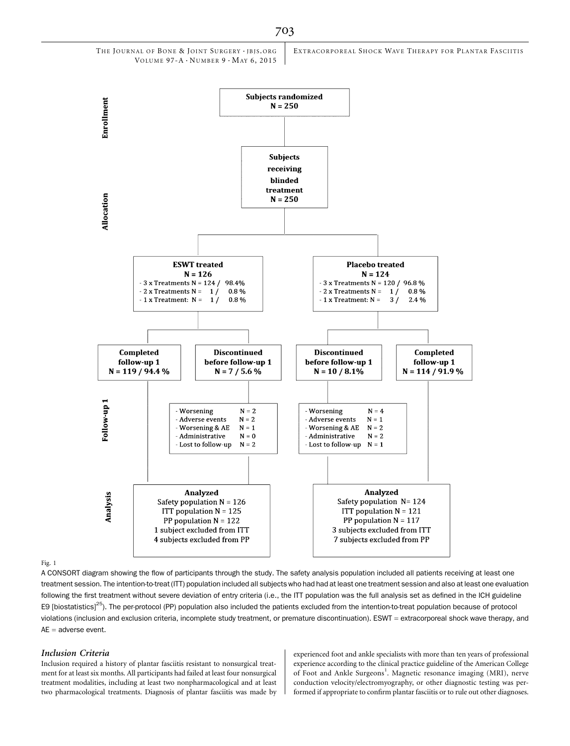**Enrollment**

**Subjects randomized**
**N = 250**

**Allocation**

**Subjects receiving blinded treatment**
**N = 250**

**ESWT treated**
**N = 126**
- 3 x Treatments N = 124 / 98.4%
- 2 x Treatments N = 1 / 0.8 %
- 1 x Treatment: N = 1 / 0.8 %

**Placebo treated**
**N = 124**
- 3 x Treatments N = 120 / 96.8 %
- 2 x Treatments N = 1 / 0.8 %
- 1 x Treatment: N = 3 / 2.4 %

**Follow-up 1**

ESWT:

**Completed follow-up 1**
**N = 119 / 94.4 %**

**Discontinued before follow-up 1**
**N = 7 / 5.6 %**
- Worsening N = 2
- Adverse events N = 2
- Worsening & AE N = 1
- Administrative N = 0
- Lost to follow-up N = 2

Placebo:

**Discontinued before follow-up 1**
**N = 10 / 8.1%**
- Worsening N = 4
- Adverse events N = 1
- Worsening & AE N = 2
- Administrative N = 2
- Lost to follow-up N = 1

**Completed follow-up 1**
**N = 114 / 91.9 %**

**Analysis**

ESWT:

**Analyzed**
Safety population N = 126
ITT population N = 125
PP population N = 122
1 subject excluded from ITT
4 subjects excluded from PP

Placebo:

**Analyzed**
Safety population N= 124
ITT population N = 121
PP population N = 117
3 subjects excluded from ITT
7 subjects excluded from PP

Fig. 1

A CONSORT diagram showing the flow of participants through the study. The safety analysis population included all patients receiving at least one treatment session. The intention-to-treat (ITT) population included all subjects who had had at least one treatment session and also at least one evaluation following the first treatment without severe deviation of entry criteria (i.e., the ITT population was the full analysis set as defined in the ICH guideline E9 [biostatistics][25]). The per-protocol (PP) population also included the patients excluded from the intention-to-treat population because of protocol violations (inclusion and exclusion criteria, incomplete study treatment, or premature discontinuation). ESWT = extracorporeal shock wave therapy, and AE = adverse event.

### *Inclusion Criteria*

Inclusion required a history of plantar fasciitis resistant to nonsurgical treatment for at least six months. All participants had failed at least four nonsurgical treatment modalities, including at least two nonpharmacological and at least two pharmacological treatments. Diagnosis of plantar fasciitis was made by experienced foot and ankle specialists with more than ten years of professional experience according to the clinical practice guideline of the American College of Foot and Ankle Surgeons[1]. Magnetic resonance imaging (MRI), nerve conduction velocity/electromyography, or other diagnostic testing was performed if appropriate to confirm plantar fasciitis or to rule out other diagnoses.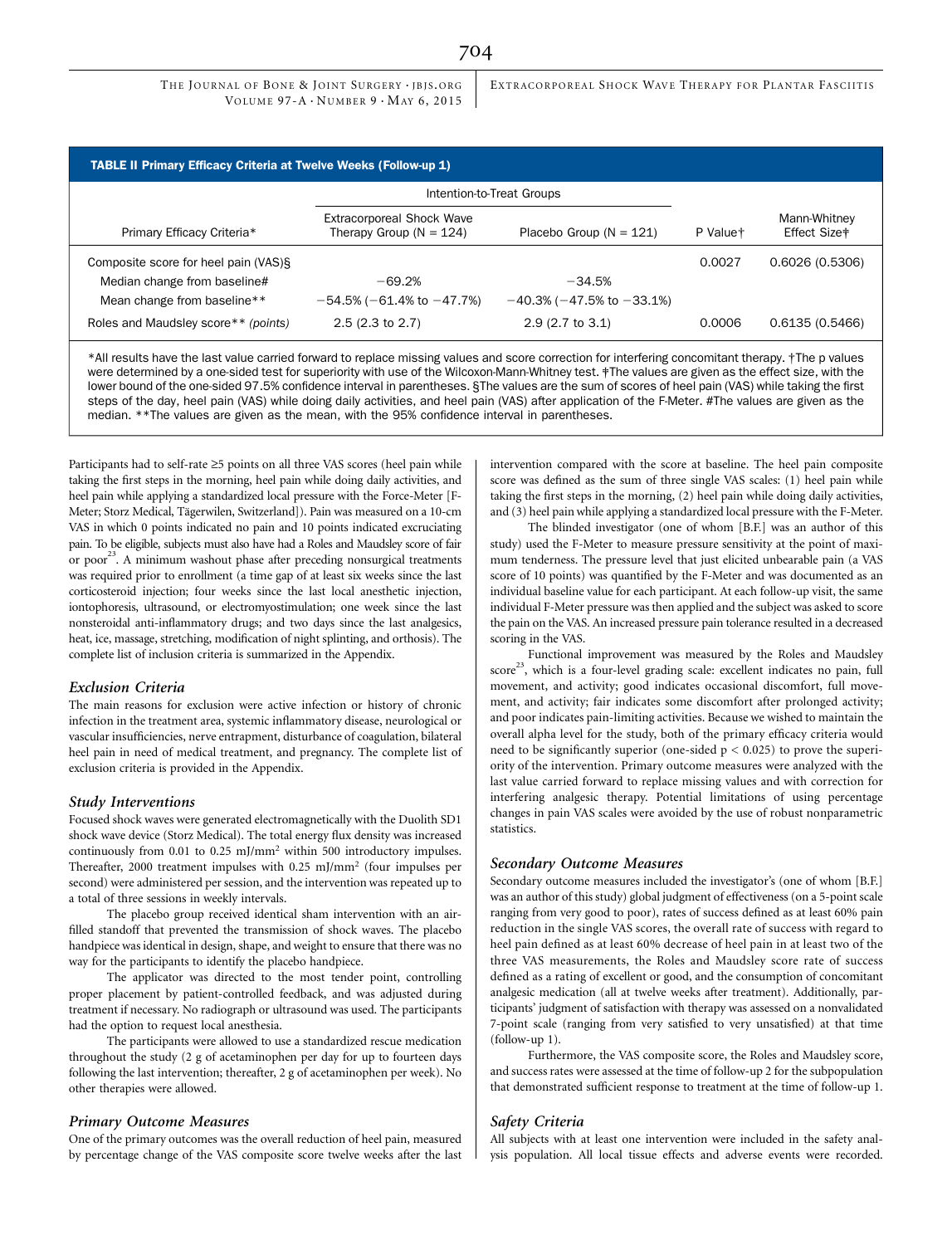**TABLE II Primary Efficacy Criteria at Twelve Weeks (Follow-up 1)**

| | Intention-to-Treat Groups | | | |
|---|---|---|---|---|
| Primary Efficacy Criteria* | Extracorporeal Shock Wave Therapy Group (N = 124) | Placebo Group (N = 121) | P Value† | Mann-Whitney Effect Size‡ |
| Composite score for heel pain (VAS)§ | | | 0.0027 | 0.6026 (0.5306) |
| Median change from baseline# | −69.2% | −34.5% | | |
| Mean change from baseline** | −54.5% (−61.4% to −47.7%) | −40.3% (−47.5% to −33.1%) | | |
| Roles and Maudsley score** *(points)* | 2.5 (2.3 to 2.7) | 2.9 (2.7 to 3.1) | 0.0006 | 0.6135 (0.5466) |

*All results have the last value carried forward to replace missing values and score correction for interfering concomitant therapy. †The p values were determined by a one-sided test for superiority with use of the Wilcoxon-Mann-Whitney test. ‡The values are given as the effect size, with the lower bound of the one-sided 97.5% confidence interval in parentheses. §The values are the sum of scores of heel pain (VAS) while taking the first steps of the day, heel pain (VAS) while doing daily activities, and heel pain (VAS) after application of the F-Meter. #The values are given as the median. **The values are given as the mean, with the 95% confidence interval in parentheses.

Participants had to self-rate ≥5 points on all three VAS scores (heel pain while taking the first steps in the morning, heel pain while doing daily activities, and heel pain while applying a standardized local pressure with the Force-Meter [F-Meter; Storz Medical, Tägerwilen, Switzerland]). Pain was measured on a 10-cm VAS in which 0 points indicated no pain and 10 points indicated excruciating pain. To be eligible, subjects must also have had a Roles and Maudsley score of fair or poor[23]. A minimum washout phase after preceding nonsurgical treatments was required prior to enrollment (a time gap of at least six weeks since the last corticosteroid injection; four weeks since the last local anesthetic injection, iontophoresis, ultrasound, or electromyostimulation; one week since the last nonsteroidal anti-inflammatory drugs; and two days since the last analgesics, heat, ice, massage, stretching, modification of night splinting, and orthosis). The complete list of inclusion criteria is summarized in the Appendix.

### *Exclusion Criteria*

The main reasons for exclusion were active infection or history of chronic infection in the treatment area, systemic inflammatory disease, neurological or vascular insufficiencies, nerve entrapment, disturbance of coagulation, bilateral heel pain in need of medical treatment, and pregnancy. The complete list of exclusion criteria is provided in the Appendix.

### *Study Interventions*

Focused shock waves were generated electromagnetically with the Duolith SD1 shock wave device (Storz Medical). The total energy flux density was increased continuously from 0.01 to 0.25 $mJ/mm^2$ within 500 introductory impulses. Thereafter, 2000 treatment impulses with 0.25 $mJ/mm^2$ (four impulses per second) were administered per session, and the intervention was repeated up to a total of three sessions in weekly intervals.

The placebo group received identical sham intervention with an air-filled standoff that prevented the transmission of shock waves. The placebo handpiece was identical in design, shape, and weight to ensure that there was no way for the participants to identify the placebo handpiece.

The applicator was directed to the most tender point, controlling proper placement by patient-controlled feedback, and was adjusted during treatment if necessary. No radiograph or ultrasound was used. The participants had the option to request local anesthesia.

The participants were allowed to use a standardized rescue medication throughout the study (2 g of acetaminophen per day for up to fourteen days following the last intervention; thereafter, 2 g of acetaminophen per week). No other therapies were allowed.

### *Primary Outcome Measures*

One of the primary outcomes was the overall reduction of heel pain, measured by percentage change of the VAS composite score twelve weeks after the last intervention compared with the score at baseline. The heel pain composite score was defined as the sum of three single VAS scales: (1) heel pain while taking the first steps in the morning, (2) heel pain while doing daily activities, and (3) heel pain while applying a standardized local pressure with the F-Meter.

The blinded investigator (one of whom [B.F.] was an author of this study) used the F-Meter to measure pressure sensitivity at the point of maximum tenderness. The pressure level that just elicited unbearable pain (a VAS score of 10 points) was quantified by the F-Meter and was documented as an individual baseline value for each participant. At each follow-up visit, the same individual F-Meter pressure was then applied and the subject was asked to score the pain on the VAS. An increased pressure pain tolerance resulted in a decreased scoring in the VAS.

Functional improvement was measured by the Roles and Maudsley score[23], which is a four-level grading scale: excellent indicates no pain, full movement, and activity; good indicates occasional discomfort, full movement, and activity; fair indicates some discomfort after prolonged activity; and poor indicates pain-limiting activities. Because we wished to maintain the overall alpha level for the study, both of the primary efficacy criteria would need to be significantly superior (one-sided $p < 0.025$) to prove the superiority of the intervention. Primary outcome measures were analyzed with the last value carried forward to replace missing values and with correction for interfering analgesic therapy. Potential limitations of using percentage changes in pain VAS scales were avoided by the use of robust nonparametric statistics.

### *Secondary Outcome Measures*

Secondary outcome measures included the investigator's (one of whom [B.F.] was an author of this study) global judgment of effectiveness (on a 5-point scale ranging from very good to poor), rates of success defined as at least 60% pain reduction in the single VAS scores, the overall rate of success with regard to heel pain defined as at least 60% decrease of heel pain in at least two of the three VAS measurements, the Roles and Maudsley score rate of success defined as a rating of excellent or good, and the consumption of concomitant analgesic medication (all at twelve weeks after treatment). Additionally, participants' judgment of satisfaction with therapy was assessed on a nonvalidated 7-point scale (ranging from very satisfied to very unsatisfied) at that time (follow-up 1).

Furthermore, the VAS composite score, the Roles and Maudsley score, and success rates were assessed at the time of follow-up 2 for the subpopulation that demonstrated sufficient response to treatment at the time of follow-up 1.

### *Safety Criteria*

All subjects with at least one intervention were included in the safety analysis population. All local tissue effects and adverse events were recorded.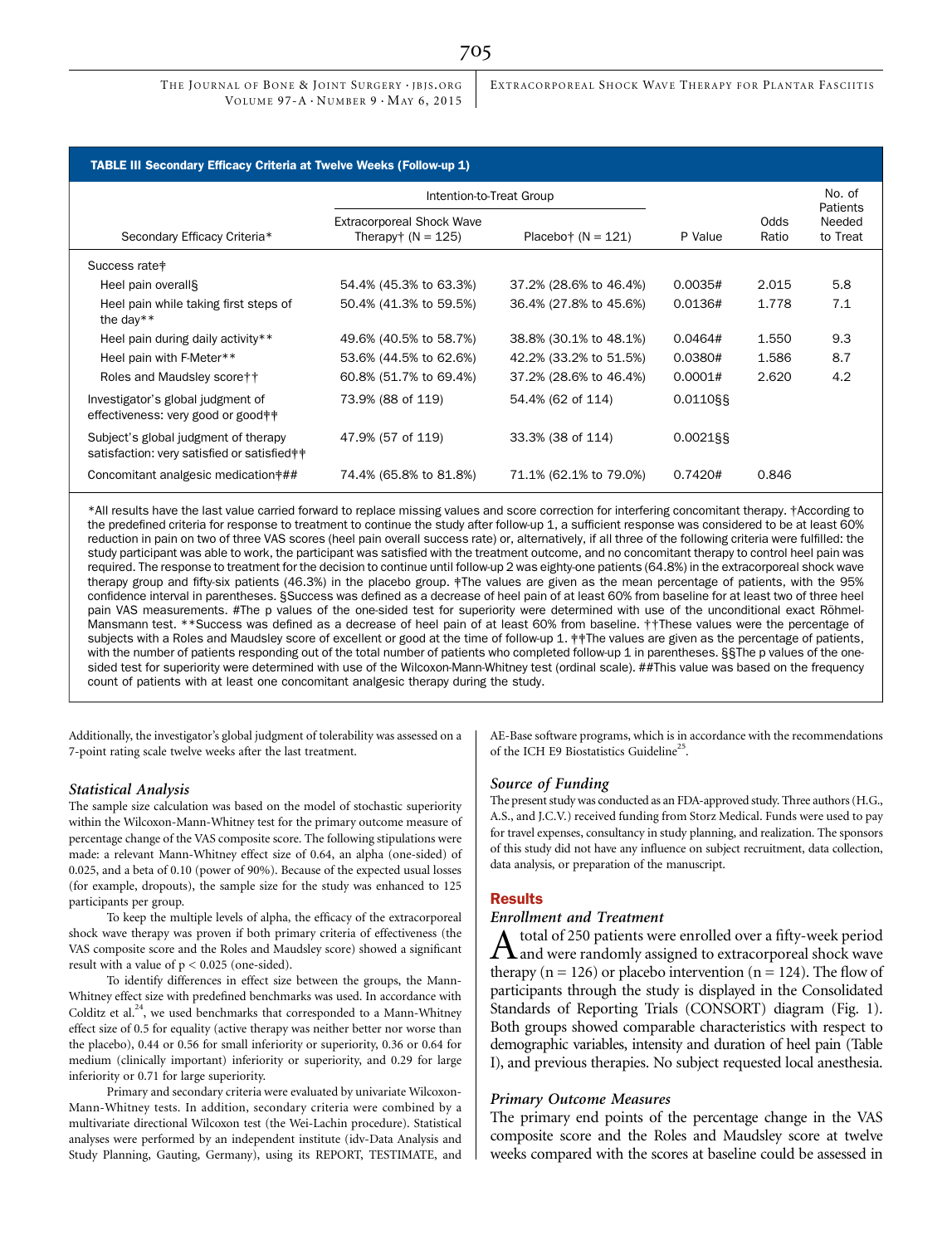**TABLE III Secondary Efficacy Criteria at Twelve Weeks (Follow-up 1)**

| Secondary Efficacy Criteria* | Intention-to-Treat Group | | P Value | Odds Ratio | No. of Patients Needed to Treat |
|---|---|---|---|---|---|
| | Extracorporeal Shock Wave Therapy† (N = 125) | Placebo† (N = 121) | | | |
| Success rate‡ | | | | | |
| Heel pain overall§ | 54.4% (45.3% to 63.3%) | 37.2% (28.6% to 46.4%) | 0.0035# | 2.015 | 5.8 |
| Heel pain while taking first steps of the day** | 50.4% (41.3% to 59.5%) | 36.4% (27.8% to 45.6%) | 0.0136# | 1.778 | 7.1 |
| Heel pain during daily activity** | 49.6% (40.5% to 58.7%) | 38.8% (30.1% to 48.1%) | 0.0464# | 1.550 | 9.3 |
| Heel pain with F-Meter** | 53.6% (44.5% to 62.6%) | 42.2% (33.2% to 51.5%) | 0.0380# | 1.586 | 8.7 |
| Roles and Maudsley score†† | 60.8% (51.7% to 69.4%) | 37.2% (28.6% to 46.4%) | 0.0001# | 2.620 | 4.2 |
| Investigator's global judgment of effectiveness: very good or good‡‡ | 73.9% (88 of 119) | 54.4% (62 of 114) | 0.0110§§ | | |
| Subject's global judgment of therapy satisfaction: very satisfied or satisfied‡‡ | 47.9% (57 of 119) | 33.3% (38 of 114) | 0.0021§§ | | |
| Concomitant analgesic medication‡## | 74.4% (65.8% to 81.8%) | 71.1% (62.1% to 79.0%) | 0.7420# | 0.846 | |

*All results have the last value carried forward to replace missing values and score correction for interfering concomitant therapy. †According to the predefined criteria for response to treatment to continue the study after follow-up 1, a sufficient response was considered to be at least 60% reduction in pain on two of three VAS scores (heel pain overall success rate) or, alternatively, if all three of the following criteria were fulfilled: the study participant was able to work, the participant was satisfied with the treatment outcome, and no concomitant therapy to control heel pain was required. The response to treatment for the decision to continue until follow-up 2 was eighty-one patients (64.8%) in the extracorporeal shock wave therapy group and fifty-six patients (46.3%) in the placebo group. ‡The values are given as the mean percentage of patients, with the 95% confidence interval in parentheses. §Success was defined as a decrease of heel pain of at least 60% from baseline for at least two of three heel pain VAS measurements. #The p values of the one-sided test for superiority were determined with use of the unconditional exact Röhmel-Mansmann test. **Success was defined as a decrease of heel pain of at least 60% from baseline. ††These values were the percentage of subjects with a Roles and Maudsley score of excellent or good at the time of follow-up 1. ‡‡The values are given as the percentage of patients, with the number of patients responding out of the total number of patients who completed follow-up 1 in parentheses. §§The p values of the one-sided test for superiority were determined with use of the Wilcoxon-Mann-Whitney test (ordinal scale). ##This value was based on the frequency count of patients with at least one concomitant analgesic therapy during the study.

Additionally, the investigator's global judgment of tolerability was assessed on a 7-point rating scale twelve weeks after the last treatment.

### *Statistical Analysis*

The sample size calculation was based on the model of stochastic superiority within the Wilcoxon-Mann-Whitney test for the primary outcome measure of percentage change of the VAS composite score. The following stipulations were made: a relevant Mann-Whitney effect size of 0.64, an alpha (one-sided) of 0.025, and a beta of 0.10 (power of 90%). Because of the expected usual losses (for example, dropouts), the sample size for the study was enhanced to 125 participants per group.

To keep the multiple levels of alpha, the efficacy of the extracorporeal shock wave therapy was proven if both primary criteria of effectiveness (the VAS composite score and the Roles and Maudsley score) showed a significant result with a value of $p < 0.025$ (one-sided).

To identify differences in effect size between the groups, the Mann-Whitney effect size with predefined benchmarks was used. In accordance with Colditz et al.[24], we used benchmarks that corresponded to a Mann-Whitney effect size of 0.5 for equality (active therapy was neither better nor worse than the placebo), 0.44 or 0.56 for small inferiority or superiority, 0.36 or 0.64 for medium (clinically important) inferiority or superiority, and 0.29 for large inferiority or 0.71 for large superiority.

Primary and secondary criteria were evaluated by univariate Wilcoxon-Mann-Whitney tests. In addition, secondary criteria were combined by a multivariate directional Wilcoxon test (the Wei-Lachin procedure). Statistical analyses were performed by an independent institute (idv-Data Analysis and Study Planning, Gauting, Germany), using its REPORT, TESTIMATE, and AE-Base software programs, which is in accordance with the recommendations of the ICH E9 Biostatistics Guideline[25].

### *Source of Funding*

The present study was conducted as an FDA-approved study. Three authors (H.G., A.S., and J.C.V.) received funding from Storz Medical. Funds were used to pay for travel expenses, consultancy in study planning, and realization. The sponsors of this study did not have any influence on subject recruitment, data collection, data analysis, or preparation of the manuscript.

## Results

### *Enrollment and Treatment*

A total of 250 patients were enrolled over a fifty-week period and were randomly assigned to extracorporeal shock wave therapy (n = 126) or placebo intervention (n = 124). The flow of participants through the study is displayed in the Consolidated Standards of Reporting Trials (CONSORT) diagram (Fig. 1). Both groups showed comparable characteristics with respect to demographic variables, intensity and duration of heel pain (Table I), and previous therapies. No subject requested local anesthesia.

### *Primary Outcome Measures*

The primary end points of the percentage change in the VAS composite score and the Roles and Maudsley score at twelve weeks compared with the scores at baseline could be assessed in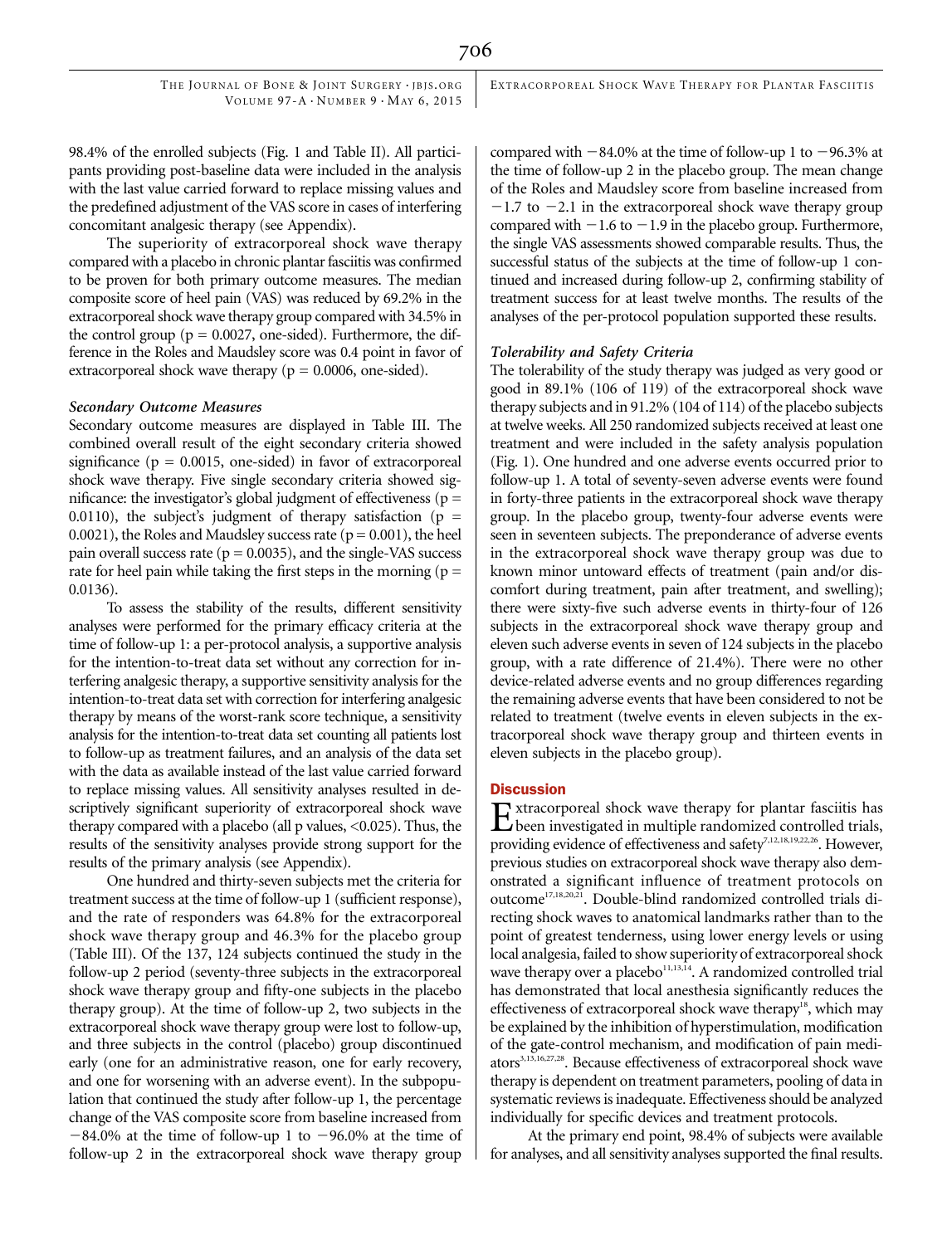98.4% of the enrolled subjects (Fig. 1 and Table II). All participants providing post-baseline data were included in the analysis with the last value carried forward to replace missing values and the predefined adjustment of the VAS score in cases of interfering concomitant analgesic therapy (see Appendix).

The superiority of extracorporeal shock wave therapy compared with a placebo in chronic plantar fasciitis was confirmed to be proven for both primary outcome measures. The median composite score of heel pain (VAS) was reduced by 69.2% in the extracorporeal shock wave therapy group compared with 34.5% in the control group ($p = 0.0027$, one-sided). Furthermore, the difference in the Roles and Maudsley score was 0.4 point in favor of extracorporeal shock wave therapy ($p = 0.0006$, one-sided).

### *Secondary Outcome Measures*

Secondary outcome measures are displayed in Table III. The combined overall result of the eight secondary criteria showed significance ($p = 0.0015$, one-sided) in favor of extracorporeal shock wave therapy. Five single secondary criteria showed significance: the investigator's global judgment of effectiveness ($p = 0.0110$), the subject's judgment of therapy satisfaction ($p = 0.0021$), the Roles and Maudsley success rate ($p = 0.001$), the heel pain overall success rate ($p = 0.0035$), and the single-VAS success rate for heel pain while taking the first steps in the morning ($p = 0.0136$).

To assess the stability of the results, different sensitivity analyses were performed for the primary efficacy criteria at the time of follow-up 1: a per-protocol analysis, a supportive analysis for the intention-to-treat data set without any correction for interfering analgesic therapy, a supportive sensitivity analysis for the intention-to-treat data set with correction for interfering analgesic therapy by means of the worst-rank score technique, a sensitivity analysis for the intention-to-treat data set counting all patients lost to follow-up as treatment failures, and an analysis of the data set with the data as available instead of the last value carried forward to replace missing values. All sensitivity analyses resulted in descriptively significant superiority of extracorporeal shock wave therapy compared with a placebo (all p values, <0.025). Thus, the results of the sensitivity analyses provide strong support for the results of the primary analysis (see Appendix).

One hundred and thirty-seven subjects met the criteria for treatment success at the time of follow-up 1 (sufficient response), and the rate of responders was 64.8% for the extracorporeal shock wave therapy group and 46.3% for the placebo group (Table III). Of the 137, 124 subjects continued the study in the follow-up 2 period (seventy-three subjects in the extracorporeal shock wave therapy group and fifty-one subjects in the placebo therapy group). At the time of follow-up 2, two subjects in the extracorporeal shock wave therapy group were lost to follow-up, and three subjects in the control (placebo) group discontinued early (one for an administrative reason, one for early recovery, and one for worsening with an adverse event). In the subpopulation that continued the study after follow-up 1, the percentage change of the VAS composite score from baseline increased from −84.0% at the time of follow-up 1 to −96.0% at the time of follow-up 2 in the extracorporeal shock wave therapy group compared with −84.0% at the time of follow-up 1 to −96.3% at the time of follow-up 2 in the placebo group. The mean change of the Roles and Maudsley score from baseline increased from −1.7 to −2.1 in the extracorporeal shock wave therapy group compared with −1.6 to −1.9 in the placebo group. Furthermore, the single VAS assessments showed comparable results. Thus, the successful status of the subjects at the time of follow-up 1 continued and increased during follow-up 2, confirming stability of treatment success for at least twelve months. The results of the analyses of the per-protocol population supported these results.

### *Tolerability and Safety Criteria*

The tolerability of the study therapy was judged as very good or good in 89.1% (106 of 119) of the extracorporeal shock wave therapy subjects and in 91.2% (104 of 114) of the placebo subjects at twelve weeks. All 250 randomized subjects received at least one treatment and were included in the safety analysis population (Fig. 1). One hundred and one adverse events occurred prior to follow-up 1. A total of seventy-seven adverse events were found in forty-three patients in the extracorporeal shock wave therapy group. In the placebo group, twenty-four adverse events were seen in seventeen subjects. The preponderance of adverse events in the extracorporeal shock wave therapy group was due to known minor untoward effects of treatment (pain and/or discomfort during treatment, pain after treatment, and swelling); there were sixty-five such adverse events in thirty-four of 126 subjects in the extracorporeal shock wave therapy group and eleven such adverse events in seven of 124 subjects in the placebo group, with a rate difference of 21.4%). There were no other device-related adverse events and no group differences regarding the remaining adverse events that have been considered to not be related to treatment (twelve events in eleven subjects in the extracorporeal shock wave therapy group and thirteen events in eleven subjects in the placebo group).

## Discussion

Extracorporeal shock wave therapy for plantar fasciitis has been investigated in multiple randomized controlled trials, providing evidence of effectiveness and safety[7,12,18,19,22,26]. However, previous studies on extracorporeal shock wave therapy also demonstrated a significant influence of treatment protocols on outcome[17,18,20,21]. Double-blind randomized controlled trials directing shock waves to anatomical landmarks rather than to the point of greatest tenderness, using lower energy levels or using local analgesia, failed to show superiority of extracorporeal shock wave therapy over a placebo[11,13,14]. A randomized controlled trial has demonstrated that local anesthesia significantly reduces the effectiveness of extracorporeal shock wave therapy[18], which may be explained by the inhibition of hyperstimulation, modification of the gate-control mechanism, and modification of pain mediators[3,13,16,27,28]. Because effectiveness of extracorporeal shock wave therapy is dependent on treatment parameters, pooling of data in systematic reviews is inadequate. Effectiveness should be analyzed individually for specific devices and treatment protocols.

At the primary end point, 98.4% of subjects were available for analyses, and all sensitivity analyses supported the final results.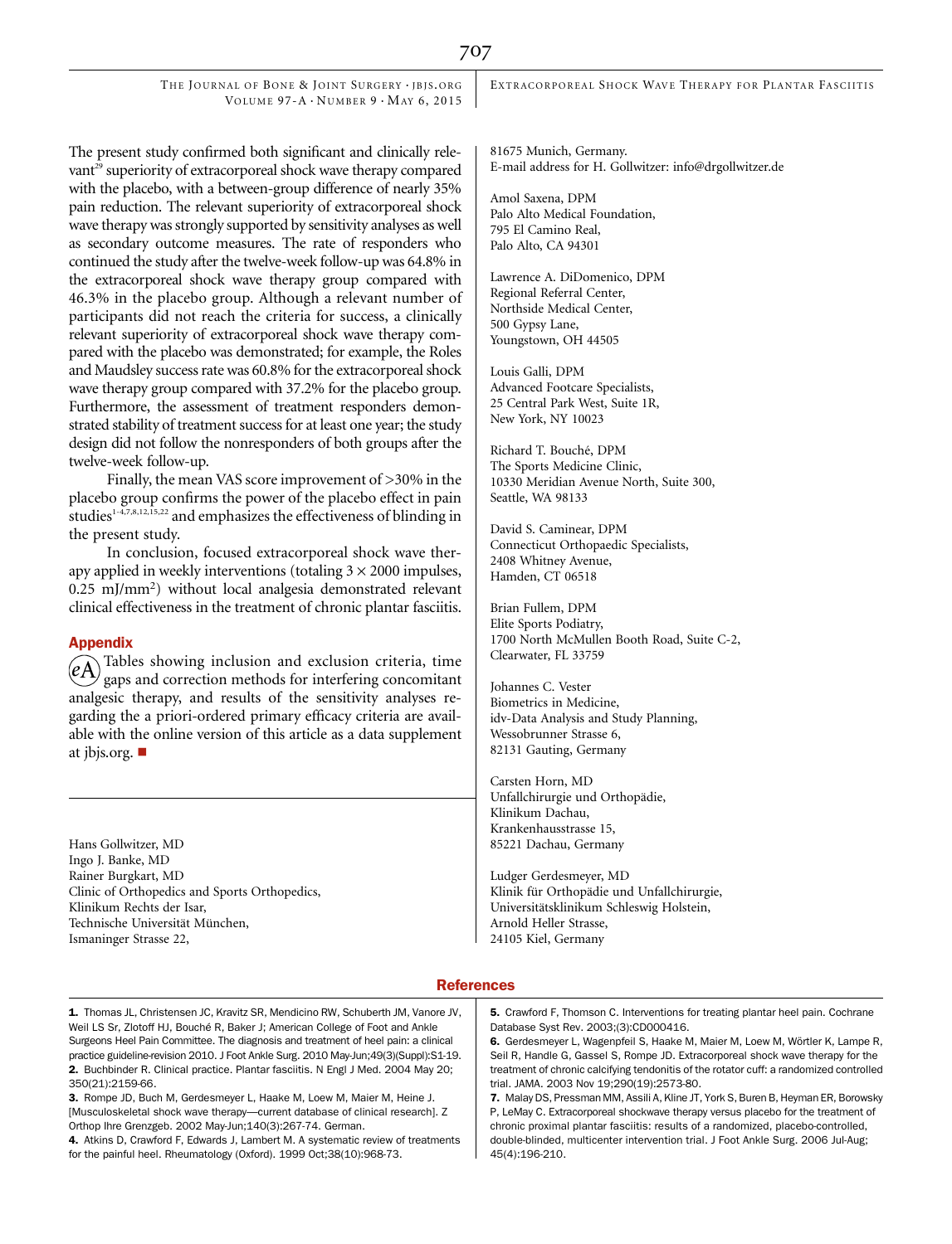The present study confirmed both significant and clinically relevant[29] superiority of extracorporeal shock wave therapy compared with the placebo, with a between-group difference of nearly 35% pain reduction. The relevant superiority of extracorporeal shock wave therapy was strongly supported by sensitivity analyses as well as secondary outcome measures. The rate of responders who continued the study after the twelve-week follow-up was 64.8% in the extracorporeal shock wave therapy group compared with 46.3% in the placebo group. Although a relevant number of participants did not reach the criteria for success, a clinically relevant superiority of extracorporeal shock wave therapy compared with the placebo was demonstrated; for example, the Roles and Maudsley success rate was 60.8% for the extracorporeal shock wave therapy group compared with 37.2% for the placebo group. Furthermore, the assessment of treatment responders demonstrated stability of treatment success for at least one year; the study design did not follow the nonresponders of both groups after the twelve-week follow-up.

Finally, the mean VAS score improvement of >30% in the placebo group confirms the power of the placebo effect in pain studies[1-4,7,8,12,15,22] and emphasizes the effectiveness of blinding in the present study.

In conclusion, focused extracorporeal shock wave therapy applied in weekly interventions (totaling $3 \times 2000$ impulses, 0.25 mJ/mm$^2$) without local analgesia demonstrated relevant clinical effectiveness in the treatment of chronic plantar fasciitis.

## Appendix

eA Tables showing inclusion and exclusion criteria, time gaps and correction methods for interfering concomitant analgesic therapy, and results of the sensitivity analyses regarding the a priori-ordered primary efficacy criteria are available with the online version of this article as a data supplement at jbjs.org. ■

---

Hans Gollwitzer, MD
Ingo J. Banke, MD
Rainer Burgkart, MD
Clinic of Orthopedics and Sports Orthopedics,
Klinikum Rechts der Isar,
Technische Universität München,
Ismaninger Strasse 22,
81675 Munich, Germany.
E-mail address for H. Gollwitzer: info@drgollwitzer.de

Amol Saxena, DPM
Palo Alto Medical Foundation,
795 El Camino Real,
Palo Alto, CA 94301

Lawrence A. DiDomenico, DPM
Regional Referral Center,
Northside Medical Center,
500 Gypsy Lane,
Youngstown, OH 44505

Louis Galli, DPM
Advanced Footcare Specialists,
25 Central Park West, Suite 1R,
New York, NY 10023

Richard T. Bouché, DPM
The Sports Medicine Clinic,
10330 Meridian Avenue North, Suite 300,
Seattle, WA 98133

David S. Caminear, DPM
Connecticut Orthopaedic Specialists,
2408 Whitney Avenue,
Hamden, CT 06518

Brian Fullem, DPM
Elite Sports Podiatry,
1700 North McMullen Booth Road, Suite C-2,
Clearwater, FL 33759

Johannes C. Vester
Biometrics in Medicine,
idv-Data Analysis and Study Planning,
Wessobrunner Strasse 6,
82131 Gauting, Germany

Carsten Horn, MD
Unfallchirurgie und Orthopädie,
Klinikum Dachau,
Krankenhausstrasse 15,
85221 Dachau, Germany

Ludger Gerdesmeyer, MD
Klinik für Orthopädie und Unfallchirurgie,
Universitätsklinikum Schleswig Holstein,
Arnold Heller Strasse,
24105 Kiel, Germany

## References

1. Thomas JL, Christensen JC, Kravitz SR, Mendicino RW, Schuberth JM, Vanore JV, Weil LS Sr, Zlotoff HJ, Bouché R, Baker J; American College of Foot and Ankle Surgeons Heel Pain Committee. The diagnosis and treatment of heel pain: a clinical practice guideline-revision 2010. J Foot Ankle Surg. 2010 May-Jun;49(3)(Suppl):S1-19.
2. Buchbinder R. Clinical practice. Plantar fasciitis. N Engl J Med. 2004 May 20; 350(21):2159-66.
3. Rompe JD, Buch M, Gerdesmeyer L, Haake M, Loew M, Maier M, Heine J. [Musculoskeletal shock wave therapy—current database of clinical research]. Z Orthop Ihre Grenzgeb. 2002 May-Jun;140(3):267-74. German.
4. Atkins D, Crawford F, Edwards J, Lambert M. A systematic review of treatments for the painful heel. Rheumatology (Oxford). 1999 Oct;38(10):968-73.
5. Crawford F, Thomson C. Interventions for treating plantar heel pain. Cochrane Database Syst Rev. 2003;(3):CD000416.
6. Gerdesmeyer L, Wagenpfeil S, Haake M, Maier M, Loew M, Wörtler K, Lampe R, Seil R, Handle G, Gassel S, Rompe JD. Extracorporeal shock wave therapy for the treatment of chronic calcifying tendonitis of the rotator cuff: a randomized controlled trial. JAMA. 2003 Nov 19;290(19):2573-80.
7. Malay DS, Pressman MM, Assili A, Kline JT, York S, Buren B, Heyman ER, Borowsky P, LeMay C. Extracorporeal shockwave therapy versus placebo for the treatment of chronic proximal plantar fasciitis: results of a randomized, placebo-controlled, double-blinded, multicenter intervention trial. J Foot Ankle Surg. 2006 Jul-Aug; 45(4):196-210.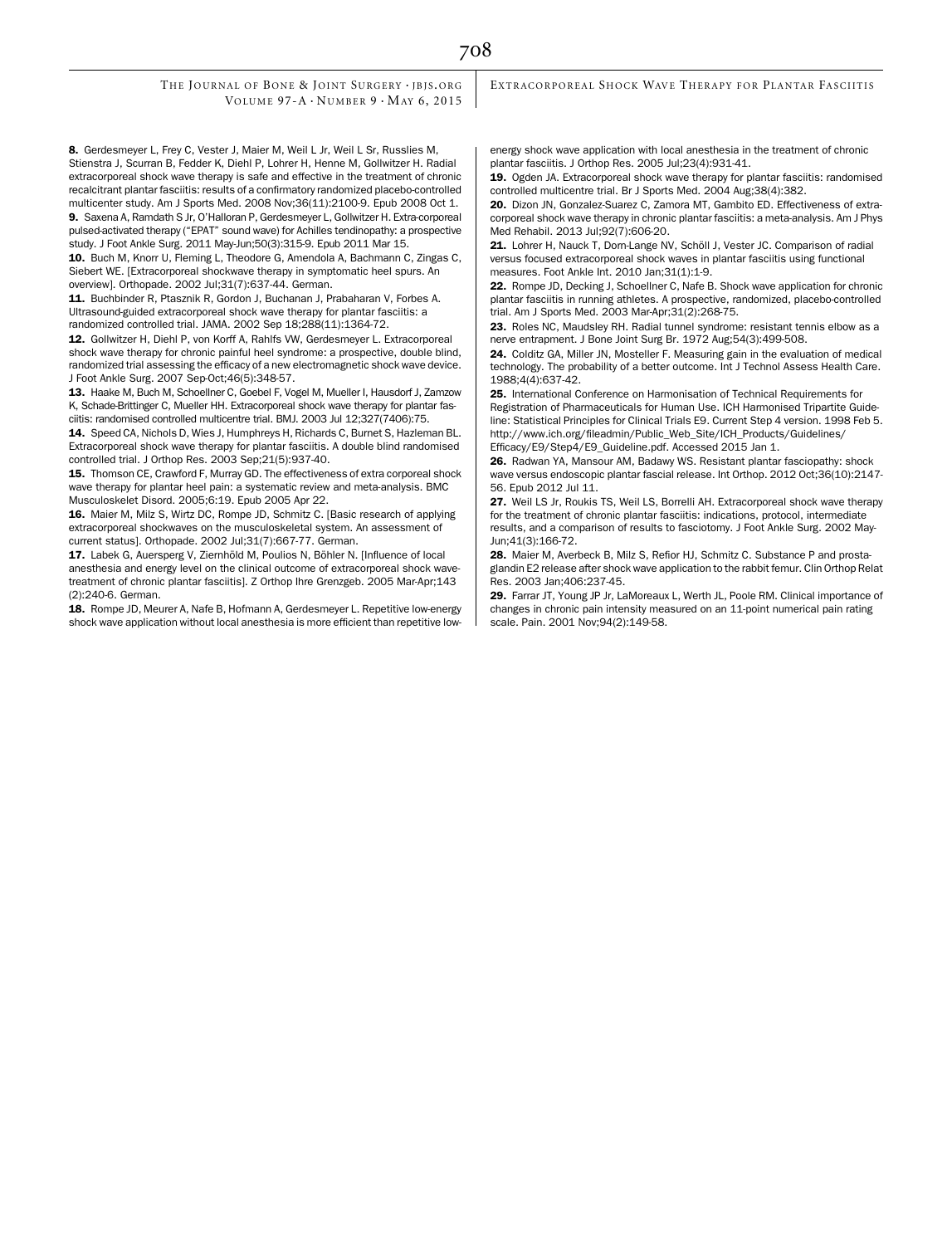8. Gerdesmeyer L, Frey C, Vester J, Maier M, Weil L Jr, Weil L Sr, Russlies M, Stienstra J, Scurran B, Fedder K, Diehl P, Lohrer H, Henne M, Gollwitzer H. Radial extracorporeal shock wave therapy is safe and effective in the treatment of chronic recalcitrant plantar fasciitis: results of a confirmatory randomized placebo-controlled multicenter study. Am J Sports Med. 2008 Nov;36(11):2100-9. Epub 2008 Oct 1.

9. Saxena A, Ramdath S Jr, O'Halloran P, Gerdesmeyer L, Gollwitzer H. Extra-corporeal pulsed-activated therapy ("EPAT" sound wave) for Achilles tendinopathy: a prospective study. J Foot Ankle Surg. 2011 May-Jun;50(3):315-9. Epub 2011 Mar 15.

10. Buch M, Knorr U, Fleming L, Theodore G, Amendola A, Bachmann C, Zingas C, Siebert WE. [Extracorporeal shockwave therapy in symptomatic heel spurs. An overview]. Orthopade. 2002 Jul;31(7):637-44. German.

11. Buchbinder R, Ptasznik R, Gordon J, Buchanan J, Prabaharan V, Forbes A. Ultrasound-guided extracorporeal shock wave therapy for plantar fasciitis: a randomized controlled trial. JAMA. 2002 Sep 18;288(11):1364-72.

12. Gollwitzer H, Diehl P, von Korff A, Rahlfs VW, Gerdesmeyer L. Extracorporeal shock wave therapy for chronic painful heel syndrome: a prospective, double blind, randomized trial assessing the efficacy of a new electromagnetic shock wave device. J Foot Ankle Surg. 2007 Sep-Oct;46(5):348-57.

13. Haake M, Buch M, Schoellner C, Goebel F, Vogel M, Mueller I, Hausdorf J, Zamzow K, Schade-Brittinger C, Mueller HH. Extracorporeal shock wave therapy for plantar fasciitis: randomised controlled multicentre trial. BMJ. 2003 Jul 12;327(7406):75.

14. Speed CA, Nichols D, Wies J, Humphreys H, Richards C, Burnet S, Hazleman BL. Extracorporeal shock wave therapy for plantar fasciitis. A double blind randomised controlled trial. J Orthop Res. 2003 Sep;21(5):937-40.

15. Thomson CE, Crawford F, Murray GD. The effectiveness of extra corporeal shock wave therapy for plantar heel pain: a systematic review and meta-analysis. BMC Musculoskelet Disord. 2005;6:19. Epub 2005 Apr 22.

16. Maier M, Milz S, Wirtz DC, Rompe JD, Schmitz C. [Basic research of applying extracorporeal shockwaves on the musculoskeletal system. An assessment of current status]. Orthopade. 2002 Jul;31(7):667-77. German.

17. Labek G, Auersperg V, Ziernhöld M, Poulios N, Böhler N. [Influence of local anesthesia and energy level on the clinical outcome of extracorporeal shock wave-treatment of chronic plantar fasciitis]. Z Orthop Ihre Grenzgeb. 2005 Mar-Apr;143(2):240-6. German.

18. Rompe JD, Meurer A, Nafe B, Hofmann A, Gerdesmeyer L. Repetitive low-energy shock wave application without local anesthesia is more efficient than repetitive low-energy shock wave application with local anesthesia in the treatment of chronic plantar fasciitis. J Orthop Res. 2005 Jul;23(4):931-41.

19. Ogden JA. Extracorporeal shock wave therapy for plantar fasciitis: randomised controlled multicentre trial. Br J Sports Med. 2004 Aug;38(4):382.

20. Dizon JN, Gonzalez-Suarez C, Zamora MT, Gambito ED. Effectiveness of extracorporeal shock wave therapy in chronic plantar fasciitis: a meta-analysis. Am J Phys Med Rehabil. 2013 Jul;92(7):606-20.

21. Lohrer H, Nauck T, Dorn-Lange NV, Schöll J, Vester JC. Comparison of radial versus focused extracorporeal shock waves in plantar fasciitis using functional measures. Foot Ankle Int. 2010 Jan;31(1):1-9.

22. Rompe JD, Decking J, Schoellner C, Nafe B. Shock wave application for chronic plantar fasciitis in running athletes. A prospective, randomized, placebo-controlled trial. Am J Sports Med. 2003 Mar-Apr;31(2):268-75.

23. Roles NC, Maudsley RH. Radial tunnel syndrome: resistant tennis elbow as a nerve entrapment. J Bone Joint Surg Br. 1972 Aug;54(3):499-508.

24. Colditz GA, Miller JN, Mosteller F. Measuring gain in the evaluation of medical technology. The probability of a better outcome. Int J Technol Assess Health Care. 1988;4(4):637-42.

25. International Conference on Harmonisation of Technical Requirements for Registration of Pharmaceuticals for Human Use. ICH Harmonised Tripartite Guideline: Statistical Principles for Clinical Trials E9. Current Step 4 version. 1998 Feb 5. http://www.ich.org/fileadmin/Public_Web_Site/ICH_Products/Guidelines/Efficacy/E9/Step4/E9_Guideline.pdf. Accessed 2015 Jan 1.

26. Radwan YA, Mansour AM, Badawy WS. Resistant plantar fasciopathy: shock wave versus endoscopic plantar fascial release. Int Orthop. 2012 Oct;36(10):2147-56. Epub 2012 Jul 11.

27. Weil LS Jr, Roukis TS, Weil LS, Borrelli AH. Extracorporeal shock wave therapy for the treatment of chronic plantar fasciitis: indications, protocol, intermediate results, and a comparison of results to fasciotomy. J Foot Ankle Surg. 2002 May-Jun;41(3):166-72.

28. Maier M, Averbeck B, Milz S, Refior HJ, Schmitz C. Substance P and prostaglandin E2 release after shock wave application to the rabbit femur. Clin Orthop Relat Res. 2003 Jan;406:237-45.

29. Farrar JT, Young JP Jr, LaMoreaux L, Werth JL, Poole RM. Clinical importance of changes in chronic pain intensity measured on an 11-point numerical pain rating scale. Pain. 2001 Nov;94(2):149-58.